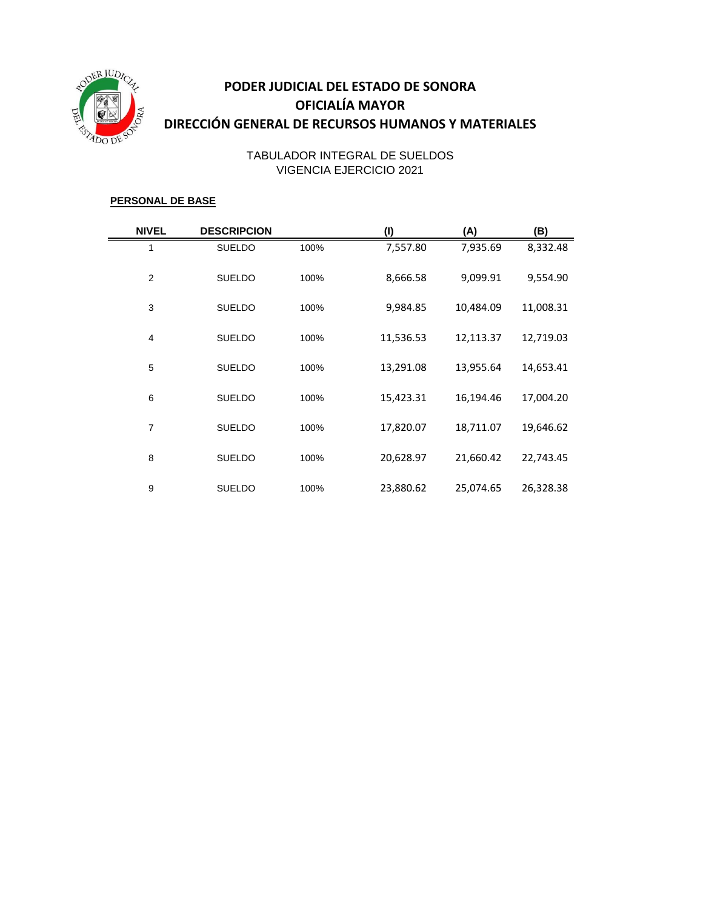# PODER JUDICIAL DEL ESTADO DE SONORA
## OFICIALÍA MAYOR
## DIRECCIÓN GENERAL DE RECURSOS HUMANOS Y MATERIALES

TABULADOR INTEGRAL DE SUELDOS
VIGENCIA EJERCICIO 2021

**PERSONAL DE BASE**

| NIVEL | DESCRIPCION | | (I) | (A) | (B) |
|---|---|---|---|---|---|
| 1 | SUELDO | 100% | 7,557.80 | 7,935.69 | 8,332.48 |
| 2 | SUELDO | 100% | 8,666.58 | 9,099.91 | 9,554.90 |
| 3 | SUELDO | 100% | 9,984.85 | 10,484.09 | 11,008.31 |
| 4 | SUELDO | 100% | 11,536.53 | 12,113.37 | 12,719.03 |
| 5 | SUELDO | 100% | 13,291.08 | 13,955.64 | 14,653.41 |
| 6 | SUELDO | 100% | 15,423.31 | 16,194.46 | 17,004.20 |
| 7 | SUELDO | 100% | 17,820.07 | 18,711.07 | 19,646.62 |
| 8 | SUELDO | 100% | 20,628.97 | 21,660.42 | 22,743.45 |
| 9 | SUELDO | 100% | 23,880.62 | 25,074.65 | 26,328.38 |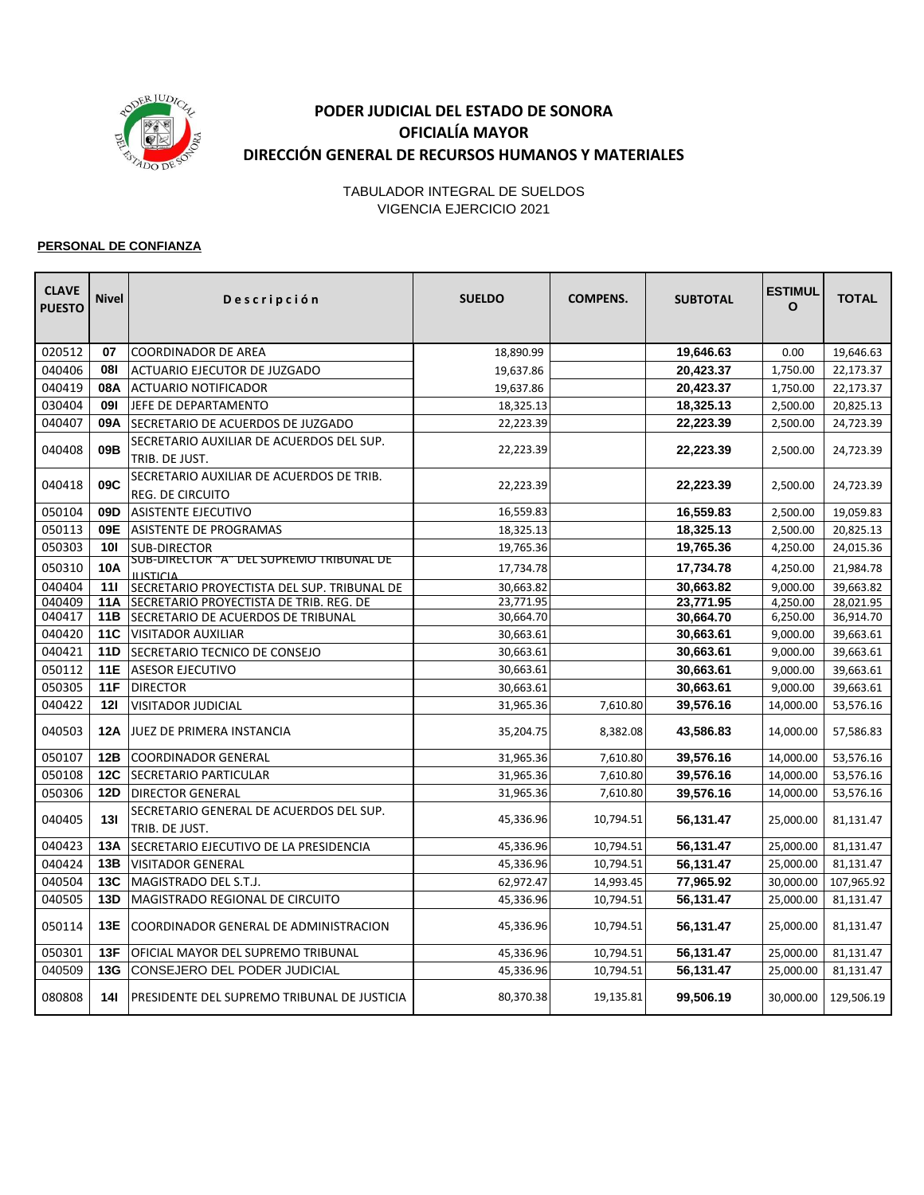# PODER JUDICIAL DEL ESTADO DE SONORA
## OFICIALÍA MAYOR
## DIRECCIÓN GENERAL DE RECURSOS HUMANOS Y MATERIALES

TABULADOR INTEGRAL DE SUELDOS
VIGENCIA EJERCICIO 2021

**PERSONAL DE CONFIANZA**

| CLAVE PUESTO | Nivel | Descripción | SUELDO | COMPENS. | SUBTOTAL | ESTIMULO | TOTAL |
|---|---|---|---|---|---|---|---|
| 020512 | 07 | COORDINADOR DE AREA | 18,890.99 | | 19,646.63 | 0.00 | 19,646.63 |
| 040406 | 08I | ACTUARIO EJECUTOR DE JUZGADO | 19,637.86 | | 20,423.37 | 1,750.00 | 22,173.37 |
| 040419 | 08A | ACTUARIO NOTIFICADOR | 19,637.86 | | 20,423.37 | 1,750.00 | 22,173.37 |
| 030404 | 09I | JEFE DE DEPARTAMENTO | 18,325.13 | | 18,325.13 | 2,500.00 | 20,825.13 |
| 040407 | 09A | SECRETARIO DE ACUERDOS DE JUZGADO | 22,223.39 | | 22,223.39 | 2,500.00 | 24,723.39 |
| 040408 | 09B | SECRETARIO AUXILIAR DE ACUERDOS DEL SUP. TRIB. DE JUST. | 22,223.39 | | 22,223.39 | 2,500.00 | 24,723.39 |
| 040418 | 09C | SECRETARIO AUXILIAR DE ACUERDOS DE TRIB. REG. DE CIRCUITO | 22,223.39 | | 22,223.39 | 2,500.00 | 24,723.39 |
| 050104 | 09D | ASISTENTE EJECUTIVO | 16,559.83 | | 16,559.83 | 2,500.00 | 19,059.83 |
| 050113 | 09E | ASISTENTE DE PROGRAMAS | 18,325.13 | | 18,325.13 | 2,500.00 | 20,825.13 |
| 050303 | 10I | SUB-DIRECTOR | 19,765.36 | | 19,765.36 | 4,250.00 | 24,015.36 |
| 050310 | 10A | SUB-DIRECTOR "A" DEL SUPREMO TRIBUNAL DE JUSTICIA | 17,734.78 | | 17,734.78 | 4,250.00 | 21,984.78 |
| 040404 | 11I | SECRETARIO PROYECTISTA DEL SUP. TRIBUNAL DE | 30,663.82 | | 30,663.82 | 9,000.00 | 39,663.82 |
| 040409 | 11A | SECRETARIO PROYECTISTA DE TRIB. REG. DE | 23,771.95 | | 23,771.95 | 4,250.00 | 28,021.95 |
| 040417 | 11B | SECRETARIO DE ACUERDOS DE TRIBUNAL | 30,664.70 | | 30,664.70 | 6,250.00 | 36,914.70 |
| 040420 | 11C | VISITADOR AUXILIAR | 30,663.61 | | 30,663.61 | 9,000.00 | 39,663.61 |
| 040421 | 11D | SECRETARIO TECNICO DE CONSEJO | 30,663.61 | | 30,663.61 | 9,000.00 | 39,663.61 |
| 050112 | 11E | ASESOR EJECUTIVO | 30,663.61 | | 30,663.61 | 9,000.00 | 39,663.61 |
| 050305 | 11F | DIRECTOR | 30,663.61 | | 30,663.61 | 9,000.00 | 39,663.61 |
| 040422 | 12I | VISITADOR JUDICIAL | 31,965.36 | 7,610.80 | 39,576.16 | 14,000.00 | 53,576.16 |
| 040503 | 12A | JUEZ DE PRIMERA INSTANCIA | 35,204.75 | 8,382.08 | 43,586.83 | 14,000.00 | 57,586.83 |
| 050107 | 12B | COORDINADOR GENERAL | 31,965.36 | 7,610.80 | 39,576.16 | 14,000.00 | 53,576.16 |
| 050108 | 12C | SECRETARIO PARTICULAR | 31,965.36 | 7,610.80 | 39,576.16 | 14,000.00 | 53,576.16 |
| 050306 | 12D | DIRECTOR GENERAL | 31,965.36 | 7,610.80 | 39,576.16 | 14,000.00 | 53,576.16 |
| 040405 | 13I | SECRETARIO GENERAL DE ACUERDOS DEL SUP. TRIB. DE JUST. | 45,336.96 | 10,794.51 | 56,131.47 | 25,000.00 | 81,131.47 |
| 040423 | 13A | SECRETARIO EJECUTIVO DE LA PRESIDENCIA | 45,336.96 | 10,794.51 | 56,131.47 | 25,000.00 | 81,131.47 |
| 040424 | 13B | VISITADOR GENERAL | 45,336.96 | 10,794.51 | 56,131.47 | 25,000.00 | 81,131.47 |
| 040504 | 13C | MAGISTRADO DEL S.T.J. | 62,972.47 | 14,993.45 | 77,965.92 | 30,000.00 | 107,965.92 |
| 040505 | 13D | MAGISTRADO REGIONAL DE CIRCUITO | 45,336.96 | 10,794.51 | 56,131.47 | 25,000.00 | 81,131.47 |
| 050114 | 13E | COORDINADOR GENERAL DE ADMINISTRACION | 45,336.96 | 10,794.51 | 56,131.47 | 25,000.00 | 81,131.47 |
| 050301 | 13F | OFICIAL MAYOR DEL SUPREMO TRIBUNAL | 45,336.96 | 10,794.51 | 56,131.47 | 25,000.00 | 81,131.47 |
| 040509 | 13G | CONSEJERO DEL PODER JUDICIAL | 45,336.96 | 10,794.51 | 56,131.47 | 25,000.00 | 81,131.47 |
| 080808 | 14I | PRESIDENTE DEL SUPREMO TRIBUNAL DE JUSTICIA | 80,370.38 | 19,135.81 | 99,506.19 | 30,000.00 | 129,506.19 |